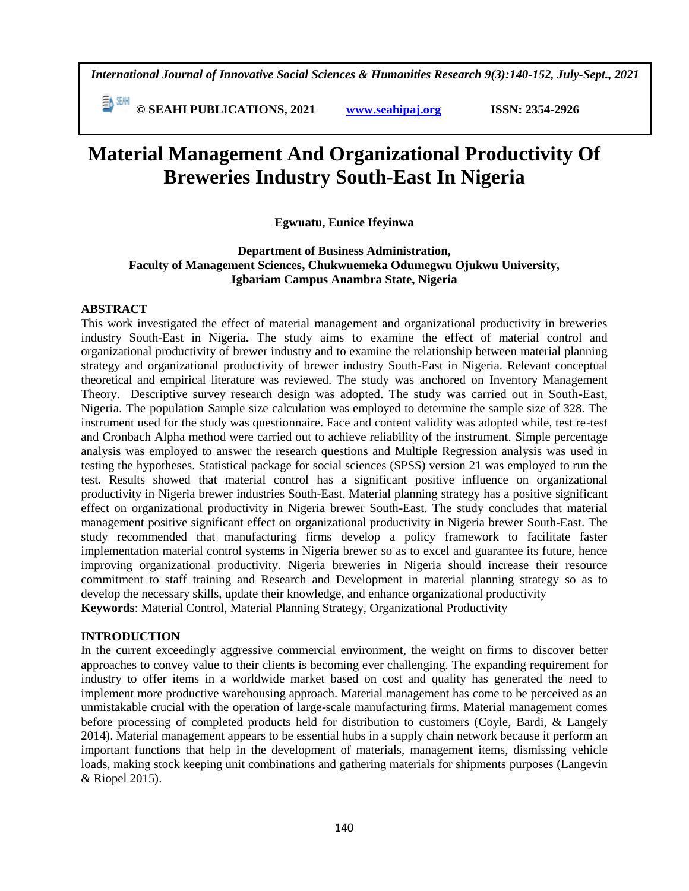# Material Management And Organizational Productivity Of Breweries Industry South-East In Nigeria

**Egwuatu, Eunice Ifeyinwa**

**Department of Business Administration, Faculty of Management Sciences, Chukwuemeka Odumegwu Ojukwu University, Igbariam Campus Anambra State, Nigeria**

## ABSTRACT

This work investigated the effect of material management and organizational productivity in breweries industry South-East in Nigeria**.** The study aims to examine the effect of material control and organizational productivity of brewer industry and to examine the relationship between material planning strategy and organizational productivity of brewer industry South-East in Nigeria. Relevant conceptual theoretical and empirical literature was reviewed. The study was anchored on Inventory Management Theory. Descriptive survey research design was adopted. The study was carried out in South-East, Nigeria. The population Sample size calculation was employed to determine the sample size of 328. The instrument used for the study was questionnaire. Face and content validity was adopted while, test re-test and Cronbach Alpha method were carried out to achieve reliability of the instrument. Simple percentage analysis was employed to answer the research questions and Multiple Regression analysis was used in testing the hypotheses. Statistical package for social sciences (SPSS) version 21 was employed to run the test. Results showed that material control has a significant positive influence on organizational productivity in Nigeria brewer industries South-East. Material planning strategy has a positive significant effect on organizational productivity in Nigeria brewer South-East. The study concludes that material management positive significant effect on organizational productivity in Nigeria brewer South-East. The study recommended that manufacturing firms develop a policy framework to facilitate faster implementation material control systems in Nigeria brewer so as to excel and guarantee its future, hence improving organizational productivity. Nigeria breweries in Nigeria should increase their resource commitment to staff training and Research and Development in material planning strategy so as to develop the necessary skills, update their knowledge, and enhance organizational productivity

**Keywords**: Material Control, Material Planning Strategy, Organizational Productivity

## INTRODUCTION

In the current exceedingly aggressive commercial environment, the weight on firms to discover better approaches to convey value to their clients is becoming ever challenging. The expanding requirement for industry to offer items in a worldwide market based on cost and quality has generated the need to implement more productive warehousing approach. Material management has come to be perceived as an unmistakable crucial with the operation of large-scale manufacturing firms. Material management comes before processing of completed products held for distribution to customers (Coyle, Bardi, & Langely 2014). Material management appears to be essential hubs in a supply chain network because it perform an important functions that help in the development of materials, management items, dismissing vehicle loads, making stock keeping unit combinations and gathering materials for shipments purposes (Langevin & Riopel 2015).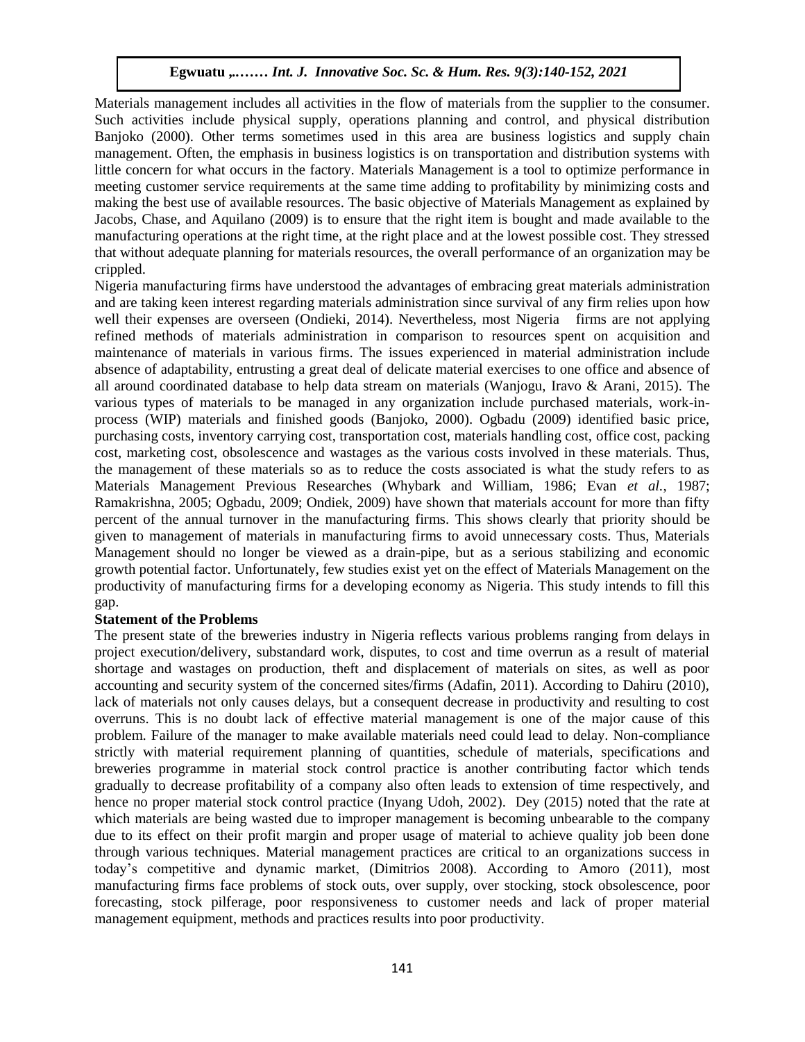Materials management includes all activities in the flow of materials from the supplier to the consumer. Such activities include physical supply, operations planning and control, and physical distribution Banjoko (2000). Other terms sometimes used in this area are business logistics and supply chain management. Often, the emphasis in business logistics is on transportation and distribution systems with little concern for what occurs in the factory. Materials Management is a tool to optimize performance in meeting customer service requirements at the same time adding to profitability by minimizing costs and making the best use of available resources. The basic objective of Materials Management as explained by Jacobs, Chase, and Aquilano (2009) is to ensure that the right item is bought and made available to the manufacturing operations at the right time, at the right place and at the lowest possible cost. They stressed that without adequate planning for materials resources, the overall performance of an organization may be crippled.

Nigeria manufacturing firms have understood the advantages of embracing great materials administration and are taking keen interest regarding materials administration since survival of any firm relies upon how well their expenses are overseen (Ondieki, 2014). Nevertheless, most Nigeria firms are not applying refined methods of materials administration in comparison to resources spent on acquisition and maintenance of materials in various firms. The issues experienced in material administration include absence of adaptability, entrusting a great deal of delicate material exercises to one office and absence of all around coordinated database to help data stream on materials (Wanjogu, Iravo & Arani, 2015). The various types of materials to be managed in any organization include purchased materials, work-in-process (WIP) materials and finished goods (Banjoko, 2000). Ogbadu (2009) identified basic price, purchasing costs, inventory carrying cost, transportation cost, materials handling cost, office cost, packing cost, marketing cost, obsolescence and wastages as the various costs involved in these materials. Thus, the management of these materials so as to reduce the costs associated is what the study refers to as Materials Management Previous Researches (Whybark and William, 1986; Evan *et al.*, 1987; Ramakrishna, 2005; Ogbadu, 2009; Ondiek, 2009) have shown that materials account for more than fifty percent of the annual turnover in the manufacturing firms. This shows clearly that priority should be given to management of materials in manufacturing firms to avoid unnecessary costs. Thus, Materials Management should no longer be viewed as a drain-pipe, but as a serious stabilizing and economic growth potential factor. Unfortunately, few studies exist yet on the effect of Materials Management on the productivity of manufacturing firms for a developing economy as Nigeria. This study intends to fill this gap.

**Statement of the Problems**

The present state of the breweries industry in Nigeria reflects various problems ranging from delays in project execution/delivery, substandard work, disputes, to cost and time overrun as a result of material shortage and wastages on production, theft and displacement of materials on sites, as well as poor accounting and security system of the concerned sites/firms (Adafin, 2011). According to Dahiru (2010), lack of materials not only causes delays, but a consequent decrease in productivity and resulting to cost overruns. This is no doubt lack of effective material management is one of the major cause of this problem. Failure of the manager to make available materials need could lead to delay. Non-compliance strictly with material requirement planning of quantities, schedule of materials, specifications and breweries programme in material stock control practice is another contributing factor which tends gradually to decrease profitability of a company also often leads to extension of time respectively, and hence no proper material stock control practice (Inyang Udoh, 2002). Dey (2015) noted that the rate at which materials are being wasted due to improper management is becoming unbearable to the company due to its effect on their profit margin and proper usage of material to achieve quality job been done through various techniques. Material management practices are critical to an organizations success in today's competitive and dynamic market, (Dimitrios 2008). According to Amoro (2011), most manufacturing firms face problems of stock outs, over supply, over stocking, stock obsolescence, poor forecasting, stock pilferage, poor responsiveness to customer needs and lack of proper material management equipment, methods and practices results into poor productivity.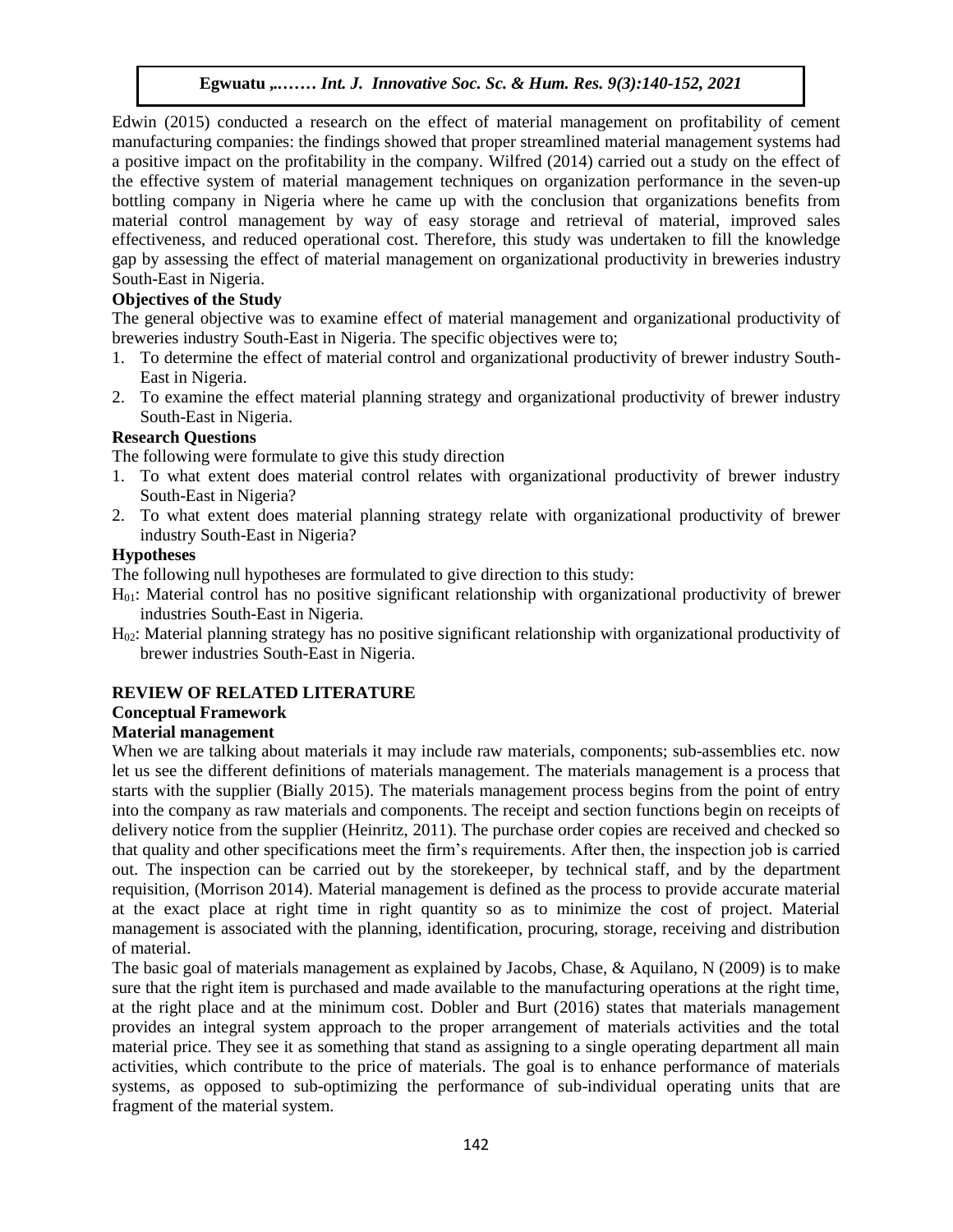Edwin (2015) conducted a research on the effect of material management on profitability of cement manufacturing companies: the findings showed that proper streamlined material management systems had a positive impact on the profitability in the company. Wilfred (2014) carried out a study on the effect of the effective system of material management techniques on organization performance in the seven-up bottling company in Nigeria where he came up with the conclusion that organizations benefits from material control management by way of easy storage and retrieval of material, improved sales effectiveness, and reduced operational cost. Therefore, this study was undertaken to fill the knowledge gap by assessing the effect of material management on organizational productivity in breweries industry South-East in Nigeria.

### Objectives of the Study

The general objective was to examine effect of material management and organizational productivity of breweries industry South-East in Nigeria. The specific objectives were to;

1. To determine the effect of material control and organizational productivity of brewer industry South-East in Nigeria.
2. To examine the effect material planning strategy and organizational productivity of brewer industry South-East in Nigeria.

### Research Questions

The following were formulate to give this study direction

1. To what extent does material control relates with organizational productivity of brewer industry South-East in Nigeria?
2. To what extent does material planning strategy relate with organizational productivity of brewer industry South-East in Nigeria?

### Hypotheses

The following null hypotheses are formulated to give direction to this study:

$H_{01}$: Material control has no positive significant relationship with organizational productivity of brewer industries South-East in Nigeria.

$H_{02}$: Material planning strategy has no positive significant relationship with organizational productivity of brewer industries South-East in Nigeria.

## REVIEW OF RELATED LITERATURE

### Conceptual Framework

#### Material management

When we are talking about materials it may include raw materials, components; sub-assemblies etc. now let us see the different definitions of materials management. The materials management is a process that starts with the supplier (Bially 2015). The materials management process begins from the point of entry into the company as raw materials and components. The receipt and section functions begin on receipts of delivery notice from the supplier (Heinritz, 2011). The purchase order copies are received and checked so that quality and other specifications meet the firm's requirements. After then, the inspection job is carried out. The inspection can be carried out by the storekeeper, by technical staff, and by the department requisition, (Morrison 2014). Material management is defined as the process to provide accurate material at the exact place at right time in right quantity so as to minimize the cost of project. Material management is associated with the planning, identification, procuring, storage, receiving and distribution of material.

The basic goal of materials management as explained by Jacobs, Chase, & Aquilano, N (2009) is to make sure that the right item is purchased and made available to the manufacturing operations at the right time, at the right place and at the minimum cost. Dobler and Burt (2016) states that materials management provides an integral system approach to the proper arrangement of materials activities and the total material price. They see it as something that stand as assigning to a single operating department all main activities, which contribute to the price of materials. The goal is to enhance performance of materials systems, as opposed to sub-optimizing the performance of sub-individual operating units that are fragment of the material system.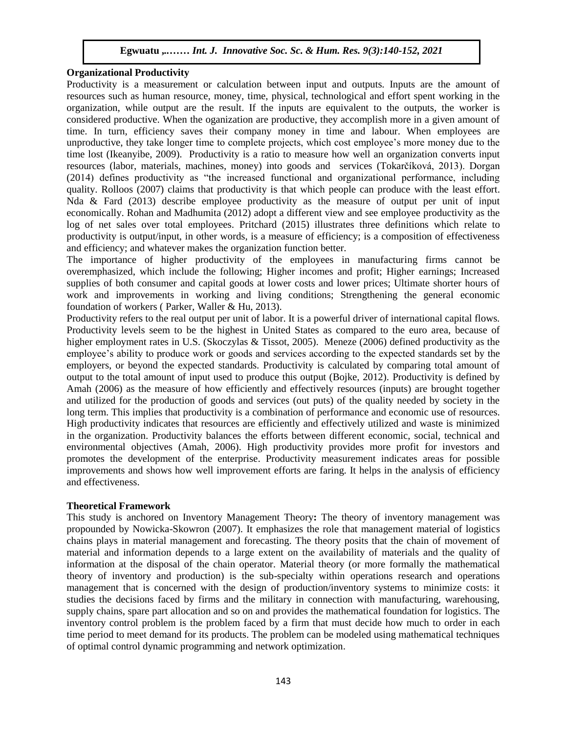**Organizational Productivity**

Productivity is a measurement or calculation between input and outputs. Inputs are the amount of resources such as human resource, money, time, physical, technological and effort spent working in the organization, while output are the result. If the inputs are equivalent to the outputs, the worker is considered productive. When the oganization are productive, they accomplish more in a given amount of time. In turn, efficiency saves their company money in time and labour. When employees are unproductive, they take longer time to complete projects, which cost employee's more money due to the time lost (Ikeanyibe, 2009). Productivity is a ratio to measure how well an organization converts input resources (labor, materials, machines, money) into goods and services (Tokarčíková, 2013). Dorgan (2014) defines productivity as "the increased functional and organizational performance, including quality. Rolloos (2007) claims that productivity is that which people can produce with the least effort. Nda & Fard (2013) describe employee productivity as the measure of output per unit of input economically. Rohan and Madhumita (2012) adopt a different view and see employee productivity as the log of net sales over total employees. Pritchard (2015) illustrates three definitions which relate to productivity is output/input, in other words, is a measure of efficiency; is a composition of effectiveness and efficiency; and whatever makes the organization function better.

The importance of higher productivity of the employees in manufacturing firms cannot be overemphasized, which include the following; Higher incomes and profit; Higher earnings; Increased supplies of both consumer and capital goods at lower costs and lower prices; Ultimate shorter hours of work and improvements in working and living conditions; Strengthening the general economic foundation of workers ( Parker, Waller & Hu, 2013).

Productivity refers to the real output per unit of labor. It is a powerful driver of international capital flows. Productivity levels seem to be the highest in United States as compared to the euro area, because of higher employment rates in U.S. (Skoczylas & Tissot, 2005). Meneze (2006) defined productivity as the employee's ability to produce work or goods and services according to the expected standards set by the employers, or beyond the expected standards. Productivity is calculated by comparing total amount of output to the total amount of input used to produce this output (Bojke, 2012). Productivity is defined by Amah (2006) as the measure of how efficiently and effectively resources (inputs) are brought together and utilized for the production of goods and services (out puts) of the quality needed by society in the long term. This implies that productivity is a combination of performance and economic use of resources. High productivity indicates that resources are efficiently and effectively utilized and waste is minimized in the organization. Productivity balances the efforts between different economic, social, technical and environmental objectives (Amah, 2006). High productivity provides more profit for investors and promotes the development of the enterprise. Productivity measurement indicates areas for possible improvements and shows how well improvement efforts are faring. It helps in the analysis of efficiency and effectiveness.

**Theoretical Framework**

This study is anchored on Inventory Management Theory**:** The theory of inventory management was propounded by Nowicka-Skowron (2007). It emphasizes the role that management material of logistics chains plays in material management and forecasting. The theory posits that the chain of movement of material and information depends to a large extent on the availability of materials and the quality of information at the disposal of the chain operator. Material theory (or more formally the mathematical theory of inventory and production) is the sub-specialty within operations research and operations management that is concerned with the design of production/inventory systems to minimize costs: it studies the decisions faced by firms and the military in connection with manufacturing, warehousing, supply chains, spare part allocation and so on and provides the mathematical foundation for logistics. The inventory control problem is the problem faced by a firm that must decide how much to order in each time period to meet demand for its products. The problem can be modeled using mathematical techniques of optimal control dynamic programming and network optimization.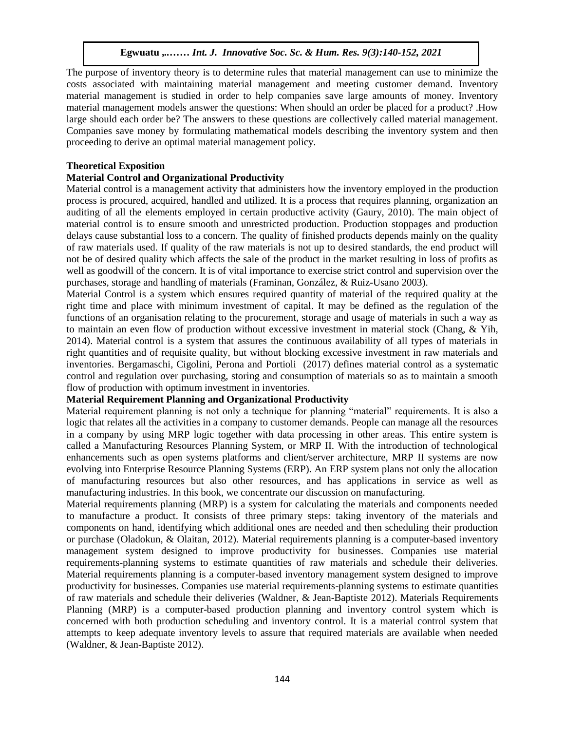The purpose of inventory theory is to determine rules that material management can use to minimize the costs associated with maintaining material management and meeting customer demand. Inventory material management is studied in order to help companies save large amounts of money. Inventory material management models answer the questions: When should an order be placed for a product? .How large should each order be? The answers to these questions are collectively called material management. Companies save money by formulating mathematical models describing the inventory system and then proceeding to derive an optimal material management policy.

## Theoretical Exposition

### Material Control and Organizational Productivity

Material control is a management activity that administers how the inventory employed in the production process is procured, acquired, handled and utilized. It is a process that requires planning, organization an auditing of all the elements employed in certain productive activity (Gaury, 2010). The main object of material control is to ensure smooth and unrestricted production. Production stoppages and production delays cause substantial loss to a concern. The quality of finished products depends mainly on the quality of raw materials used. If quality of the raw materials is not up to desired standards, the end product will not be of desired quality which affects the sale of the product in the market resulting in loss of profits as well as goodwill of the concern. It is of vital importance to exercise strict control and supervision over the purchases, storage and handling of materials (Framinan, González, & Ruiz-Usano 2003).

Material Control is a system which ensures required quantity of material of the required quality at the right time and place with minimum investment of capital. It may be defined as the regulation of the functions of an organisation relating to the procurement, storage and usage of materials in such a way as to maintain an even flow of production without excessive investment in material stock (Chang, & Yih, 2014). Material control is a system that assures the continuous availability of all types of materials in right quantities and of requisite quality, but without blocking excessive investment in raw materials and inventories. Bergamaschi, Cigolini, Perona and Portioli (2017) defines material control as a systematic control and regulation over purchasing, storing and consumption of materials so as to maintain a smooth flow of production with optimum investment in inventories.

### Material Requirement Planning and Organizational Productivity

Material requirement planning is not only a technique for planning "material" requirements. It is also a logic that relates all the activities in a company to customer demands. People can manage all the resources in a company by using MRP logic together with data processing in other areas. This entire system is called a Manufacturing Resources Planning System, or MRP II. With the introduction of technological enhancements such as open systems platforms and client/server architecture, MRP II systems are now evolving into Enterprise Resource Planning Systems (ERP). An ERP system plans not only the allocation of manufacturing resources but also other resources, and has applications in service as well as manufacturing industries. In this book, we concentrate our discussion on manufacturing.

Material requirements planning (MRP) is a system for calculating the materials and components needed to manufacture a product. It consists of three primary steps: taking inventory of the materials and components on hand, identifying which additional ones are needed and then scheduling their production or purchase (Oladokun, & Olaitan, 2012). Material requirements planning is a computer-based inventory management system designed to improve productivity for businesses. Companies use material requirements-planning systems to estimate quantities of raw materials and schedule their deliveries. Material requirements planning is a computer-based inventory management system designed to improve productivity for businesses. Companies use material requirements-planning systems to estimate quantities of raw materials and schedule their deliveries (Waldner, & Jean-Baptiste 2012). Materials Requirements Planning (MRP) is a computer-based production planning and inventory control system which is concerned with both production scheduling and inventory control. It is a material control system that attempts to keep adequate inventory levels to assure that required materials are available when needed (Waldner, & Jean-Baptiste 2012).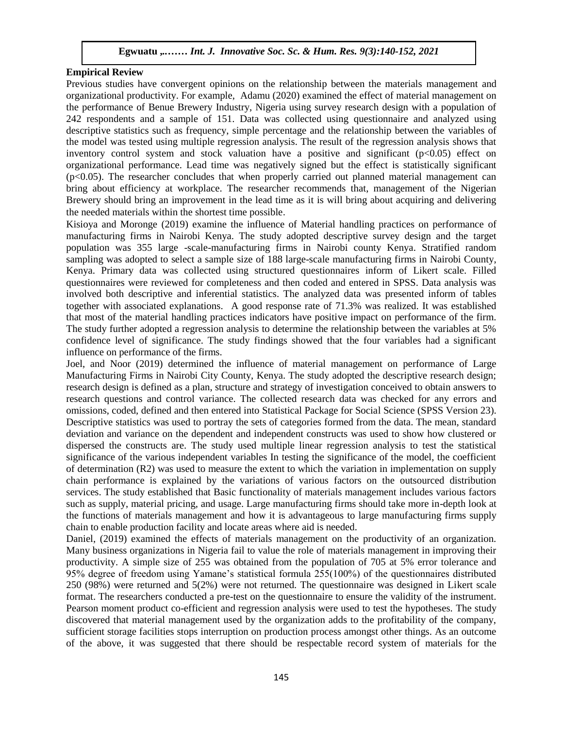### Empirical Review

Previous studies have convergent opinions on the relationship between the materials management and organizational productivity. For example, Adamu (2020) examined the effect of material management on the performance of Benue Brewery Industry, Nigeria using survey research design with a population of 242 respondents and a sample of 151. Data was collected using questionnaire and analyzed using descriptive statistics such as frequency, simple percentage and the relationship between the variables of the model was tested using multiple regression analysis. The result of the regression analysis shows that inventory control system and stock valuation have a positive and significant ($p<0.05$) effect on organizational performance. Lead time was negatively signed but the effect is statistically significant ($p<0.05$). The researcher concludes that when properly carried out planned material management can bring about efficiency at workplace. The researcher recommends that, management of the Nigerian Brewery should bring an improvement in the lead time as it is will bring about acquiring and delivering the needed materials within the shortest time possible.

Kisioya and Moronge (2019) examine the influence of Material handling practices on performance of manufacturing firms in Nairobi Kenya. The study adopted descriptive survey design and the target population was 355 large -scale-manufacturing firms in Nairobi county Kenya. Stratified random sampling was adopted to select a sample size of 188 large-scale manufacturing firms in Nairobi County, Kenya. Primary data was collected using structured questionnaires inform of Likert scale. Filled questionnaires were reviewed for completeness and then coded and entered in SPSS. Data analysis was involved both descriptive and inferential statistics. The analyzed data was presented inform of tables together with associated explanations. A good response rate of 71.3% was realized. It was established that most of the material handling practices indicators have positive impact on performance of the firm. The study further adopted a regression analysis to determine the relationship between the variables at 5% confidence level of significance. The study findings showed that the four variables had a significant influence on performance of the firms.

Joel, and Noor (2019) determined the influence of material management on performance of Large Manufacturing Firms in Nairobi City County, Kenya. The study adopted the descriptive research design; research design is defined as a plan, structure and strategy of investigation conceived to obtain answers to research questions and control variance. The collected research data was checked for any errors and omissions, coded, defined and then entered into Statistical Package for Social Science (SPSS Version 23). Descriptive statistics was used to portray the sets of categories formed from the data. The mean, standard deviation and variance on the dependent and independent constructs was used to show how clustered or dispersed the constructs are. The study used multiple linear regression analysis to test the statistical significance of the various independent variables In testing the significance of the model, the coefficient of determination (R2) was used to measure the extent to which the variation in implementation on supply chain performance is explained by the variations of various factors on the outsourced distribution services. The study established that Basic functionality of materials management includes various factors such as supply, material pricing, and usage. Large manufacturing firms should take more in-depth look at the functions of materials management and how it is advantageous to large manufacturing firms supply chain to enable production facility and locate areas where aid is needed.

Daniel, (2019) examined the effects of materials management on the productivity of an organization. Many business organizations in Nigeria fail to value the role of materials management in improving their productivity. A simple size of 255 was obtained from the population of 705 at 5% error tolerance and 95% degree of freedom using Yamane's statistical formula 255(100%) of the questionnaires distributed 250 (98%) were returned and 5(2%) were not returned. The questionnaire was designed in Likert scale format. The researchers conducted a pre-test on the questionnaire to ensure the validity of the instrument. Pearson moment product co-efficient and regression analysis were used to test the hypotheses. The study discovered that material management used by the organization adds to the profitability of the company, sufficient storage facilities stops interruption on production process amongst other things. As an outcome of the above, it was suggested that there should be respectable record system of materials for the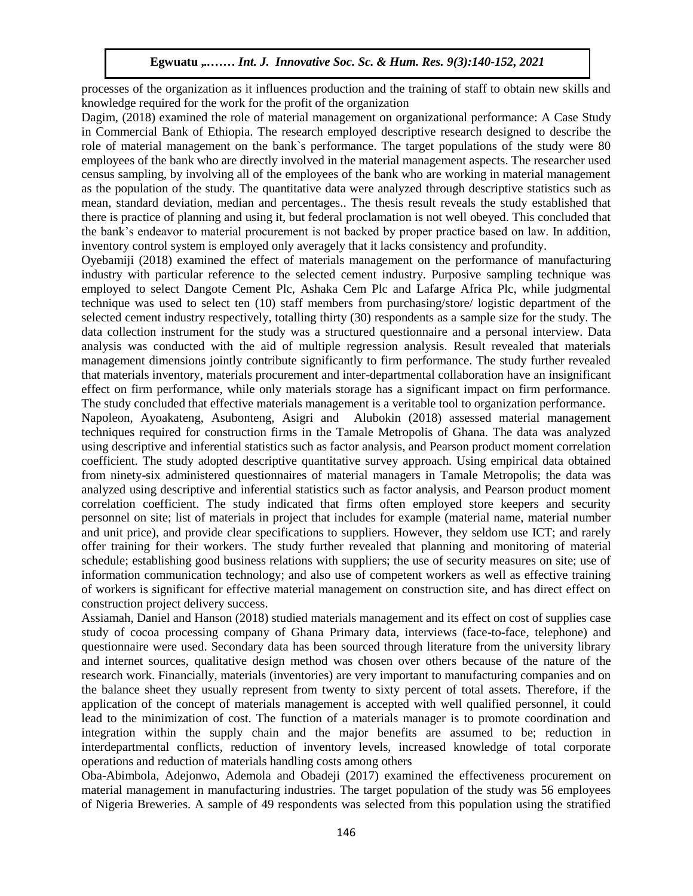processes of the organization as it influences production and the training of staff to obtain new skills and knowledge required for the work for the profit of the organization

Dagim, (2018) examined the role of material management on organizational performance: A Case Study in Commercial Bank of Ethiopia. The research employed descriptive research designed to describe the role of material management on the bank`s performance. The target populations of the study were 80 employees of the bank who are directly involved in the material management aspects. The researcher used census sampling, by involving all of the employees of the bank who are working in material management as the population of the study. The quantitative data were analyzed through descriptive statistics such as mean, standard deviation, median and percentages.. The thesis result reveals the study established that there is practice of planning and using it, but federal proclamation is not well obeyed. This concluded that the bank's endeavor to material procurement is not backed by proper practice based on law. In addition, inventory control system is employed only averagely that it lacks consistency and profundity.

Oyebamiji (2018) examined the effect of materials management on the performance of manufacturing industry with particular reference to the selected cement industry. Purposive sampling technique was employed to select Dangote Cement Plc, Ashaka Cem Plc and Lafarge Africa Plc, while judgmental technique was used to select ten (10) staff members from purchasing/store/ logistic department of the selected cement industry respectively, totalling thirty (30) respondents as a sample size for the study. The data collection instrument for the study was a structured questionnaire and a personal interview. Data analysis was conducted with the aid of multiple regression analysis. Result revealed that materials management dimensions jointly contribute significantly to firm performance. The study further revealed that materials inventory, materials procurement and inter-departmental collaboration have an insignificant effect on firm performance, while only materials storage has a significant impact on firm performance. The study concluded that effective materials management is a veritable tool to organization performance.

Napoleon, Ayoakateng, Asubonteng, Asigri and Alubokin (2018) assessed material management techniques required for construction firms in the Tamale Metropolis of Ghana. The data was analyzed using descriptive and inferential statistics such as factor analysis, and Pearson product moment correlation coefficient. The study adopted descriptive quantitative survey approach. Using empirical data obtained from ninety-six administered questionnaires of material managers in Tamale Metropolis; the data was analyzed using descriptive and inferential statistics such as factor analysis, and Pearson product moment correlation coefficient. The study indicated that firms often employed store keepers and security personnel on site; list of materials in project that includes for example (material name, material number and unit price), and provide clear specifications to suppliers. However, they seldom use ICT; and rarely offer training for their workers. The study further revealed that planning and monitoring of material schedule; establishing good business relations with suppliers; the use of security measures on site; use of information communication technology; and also use of competent workers as well as effective training of workers is significant for effective material management on construction site, and has direct effect on construction project delivery success.

Assiamah, Daniel and Hanson (2018) studied materials management and its effect on cost of supplies case study of cocoa processing company of Ghana Primary data, interviews (face-to-face, telephone) and questionnaire were used. Secondary data has been sourced through literature from the university library and internet sources, qualitative design method was chosen over others because of the nature of the research work. Financially, materials (inventories) are very important to manufacturing companies and on the balance sheet they usually represent from twenty to sixty percent of total assets. Therefore, if the application of the concept of materials management is accepted with well qualified personnel, it could lead to the minimization of cost. The function of a materials manager is to promote coordination and integration within the supply chain and the major benefits are assumed to be; reduction in interdepartmental conflicts, reduction of inventory levels, increased knowledge of total corporate operations and reduction of materials handling costs among others

Oba-Abimbola, Adejonwo, Ademola and Obadeji (2017) examined the effectiveness procurement on material management in manufacturing industries. The target population of the study was 56 employees of Nigeria Breweries. A sample of 49 respondents was selected from this population using the stratified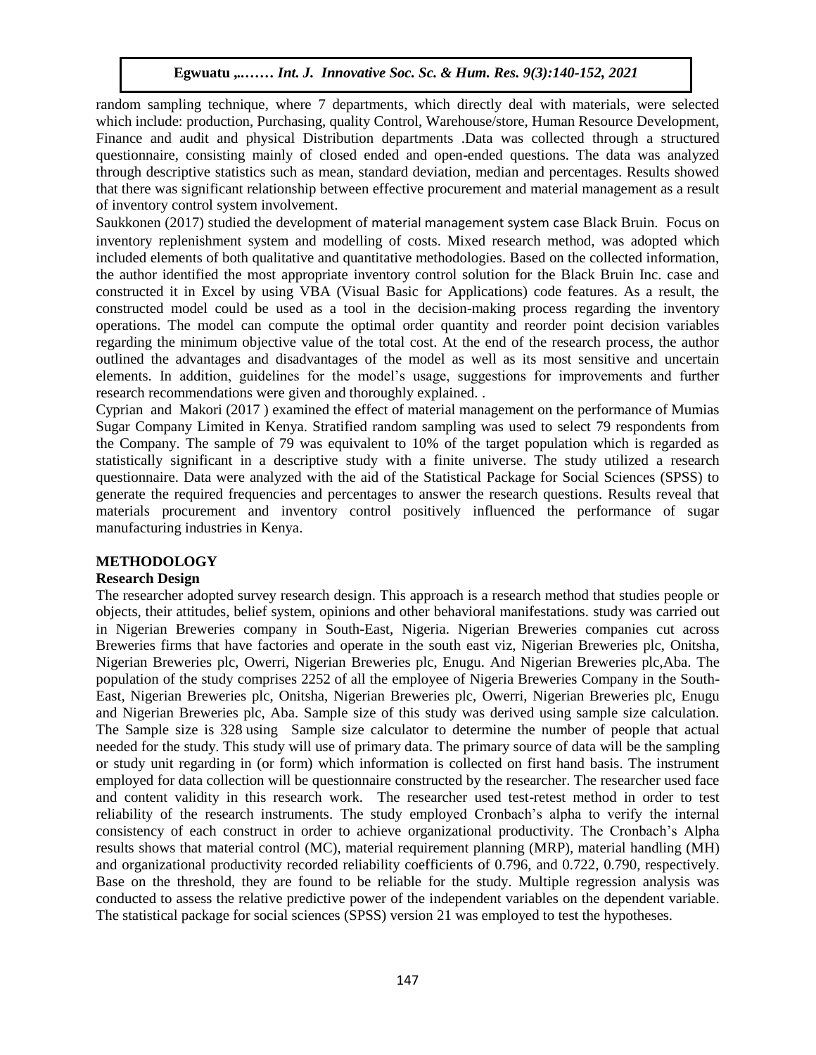random sampling technique, where 7 departments, which directly deal with materials, were selected which include: production, Purchasing, quality Control, Warehouse/store, Human Resource Development, Finance and audit and physical Distribution departments .Data was collected through a structured questionnaire, consisting mainly of closed ended and open-ended questions. The data was analyzed through descriptive statistics such as mean, standard deviation, median and percentages. Results showed that there was significant relationship between effective procurement and material management as a result of inventory control system involvement.

Saukkonen (2017) studied the development of material management system case Black Bruin. Focus on inventory replenishment system and modelling of costs. Mixed research method, was adopted which included elements of both qualitative and quantitative methodologies. Based on the collected information, the author identified the most appropriate inventory control solution for the Black Bruin Inc. case and constructed it in Excel by using VBA (Visual Basic for Applications) code features. As a result, the constructed model could be used as a tool in the decision-making process regarding the inventory operations. The model can compute the optimal order quantity and reorder point decision variables regarding the minimum objective value of the total cost. At the end of the research process, the author outlined the advantages and disadvantages of the model as well as its most sensitive and uncertain elements. In addition, guidelines for the model's usage, suggestions for improvements and further research recommendations were given and thoroughly explained. .

Cyprian and Makori (2017 ) examined the effect of material management on the performance of Mumias Sugar Company Limited in Kenya. Stratified random sampling was used to select 79 respondents from the Company. The sample of 79 was equivalent to 10% of the target population which is regarded as statistically significant in a descriptive study with a finite universe. The study utilized a research questionnaire. Data were analyzed with the aid of the Statistical Package for Social Sciences (SPSS) to generate the required frequencies and percentages to answer the research questions. Results reveal that materials procurement and inventory control positively influenced the performance of sugar manufacturing industries in Kenya.

## METHODOLOGY

### Research Design

The researcher adopted survey research design. This approach is a research method that studies people or objects, their attitudes, belief system, opinions and other behavioral manifestations. study was carried out in Nigerian Breweries company in South-East, Nigeria. Nigerian Breweries companies cut across Breweries firms that have factories and operate in the south east viz, Nigerian Breweries plc, Onitsha, Nigerian Breweries plc, Owerri, Nigerian Breweries plc, Enugu. And Nigerian Breweries plc,Aba. The population of the study comprises 2252 of all the employee of Nigeria Breweries Company in the South-East, Nigerian Breweries plc, Onitsha, Nigerian Breweries plc, Owerri, Nigerian Breweries plc, Enugu and Nigerian Breweries plc, Aba. Sample size of this study was derived using sample size calculation. The Sample size is 328 using Sample size calculator to determine the number of people that actual needed for the study. This study will use of primary data. The primary source of data will be the sampling or study unit regarding in (or form) which information is collected on first hand basis. The instrument employed for data collection will be questionnaire constructed by the researcher. The researcher used face and content validity in this research work. The researcher used test-retest method in order to test reliability of the research instruments. The study employed Cronbach's alpha to verify the internal consistency of each construct in order to achieve organizational productivity. The Cronbach's Alpha results shows that material control (MC), material requirement planning (MRP), material handling (MH) and organizational productivity recorded reliability coefficients of 0.796, and 0.722, 0.790, respectively. Base on the threshold, they are found to be reliable for the study. Multiple regression analysis was conducted to assess the relative predictive power of the independent variables on the dependent variable. The statistical package for social sciences (SPSS) version 21 was employed to test the hypotheses.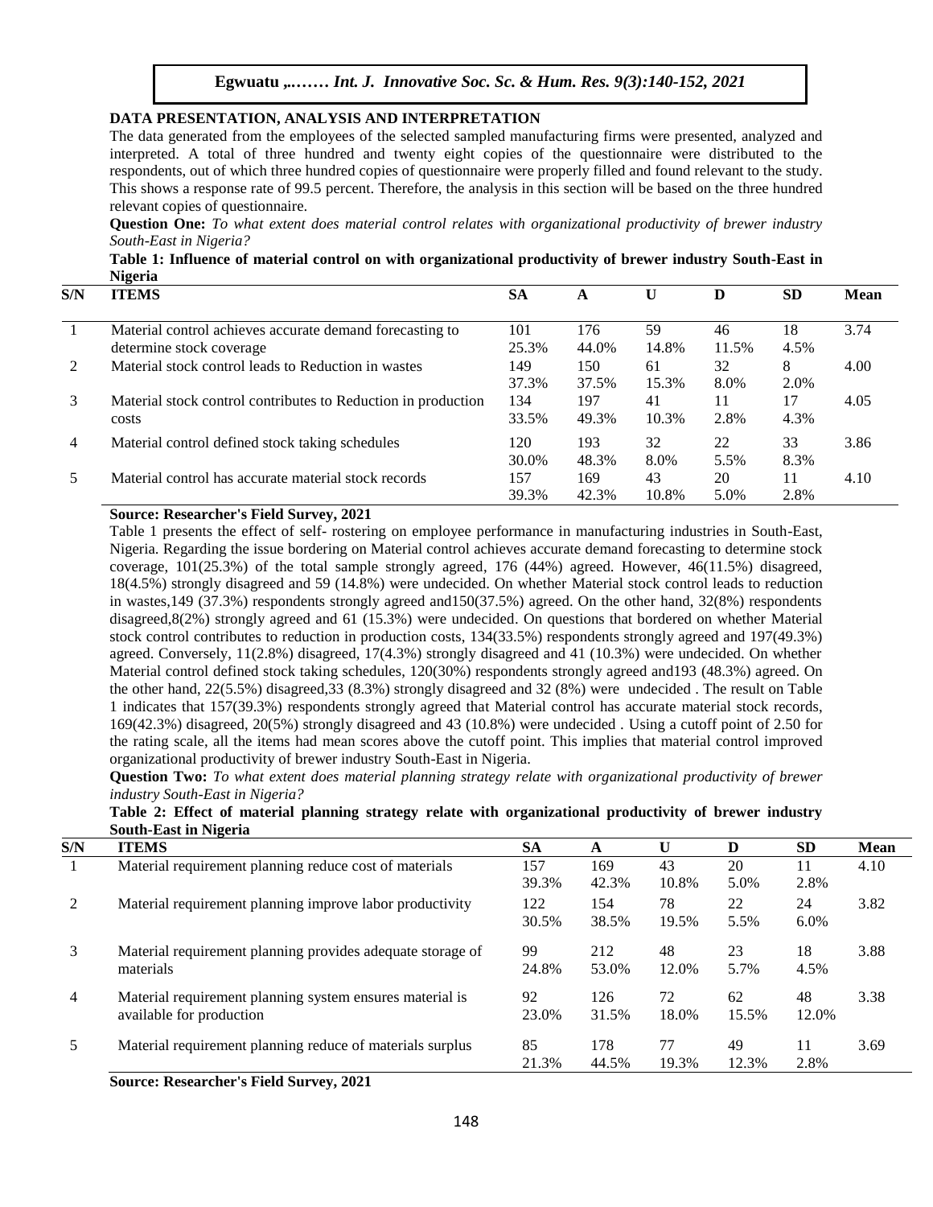## DATA PRESENTATION, ANALYSIS AND INTERPRETATION

The data generated from the employees of the selected sampled manufacturing firms were presented, analyzed and interpreted. A total of three hundred and twenty eight copies of the questionnaire were distributed to the respondents, out of which three hundred copies of questionnaire were properly filled and found relevant to the study. This shows a response rate of 99.5 percent. Therefore, the analysis in this section will be based on the three hundred relevant copies of questionnaire.

**Question One:** *To what extent does material control relates with organizational productivity of brewer industry South-East in Nigeria?*

**Table 1: Influence of material control on with organizational productivity of brewer industry South-East in Nigeria**

| S/N | ITEMS | SA | A | U | D | SD | Mean |
|---|---|---|---|---|---|---|---|
| 1 | Material control achieves accurate demand forecasting to determine stock coverage | 101<br>25.3% | 176<br>44.0% | 59<br>14.8% | 46<br>11.5% | 18<br>4.5% | 3.74 |
| 2 | Material stock control leads to Reduction in wastes | 149<br>37.3% | 150<br>37.5% | 61<br>15.3% | 32<br>8.0% | 8<br>2.0% | 4.00 |
| 3 | Material stock control contributes to Reduction in production costs | 134<br>33.5% | 197<br>49.3% | 41<br>10.3% | 11<br>2.8% | 17<br>4.3% | 4.05 |
| 4 | Material control defined stock taking schedules | 120<br>30.0% | 193<br>48.3% | 32<br>8.0% | 22<br>5.5% | 33<br>8.3% | 3.86 |
| 5 | Material control has accurate material stock records | 157<br>39.3% | 169<br>42.3% | 43<br>10.8% | 20<br>5.0% | 11<br>2.8% | 4.10 |

**Source: Researcher's Field Survey, 2021**

Table 1 presents the effect of self- rostering on employee performance in manufacturing industries in South-East, Nigeria. Regarding the issue bordering on Material control achieves accurate demand forecasting to determine stock coverage, 101(25.3%) of the total sample strongly agreed, 176 (44%) agreed. However, 46(11.5%) disagreed, 18(4.5%) strongly disagreed and 59 (14.8%) were undecided. On whether Material stock control leads to reduction in wastes,149 (37.3%) respondents strongly agreed and150(37.5%) agreed. On the other hand, 32(8%) respondents disagreed,8(2%) strongly agreed and 61 (15.3%) were undecided. On questions that bordered on whether Material stock control contributes to reduction in production costs, 134(33.5%) respondents strongly agreed and 197(49.3%) agreed. Conversely, 11(2.8%) disagreed, 17(4.3%) strongly disagreed and 41 (10.3%) were undecided. On whether Material control defined stock taking schedules, 120(30%) respondents strongly agreed and193 (48.3%) agreed. On the other hand, 22(5.5%) disagreed,33 (8.3%) strongly disagreed and 32 (8%) were undecided . The result on Table 1 indicates that 157(39.3%) respondents strongly agreed that Material control has accurate material stock records, 169(42.3%) disagreed, 20(5%) strongly disagreed and 43 (10.8%) were undecided . Using a cutoff point of 2.50 for the rating scale, all the items had mean scores above the cutoff point. This implies that material control improved organizational productivity of brewer industry South-East in Nigeria.

**Question Two:** *To what extent does material planning strategy relate with organizational productivity of brewer industry South-East in Nigeria?*

**Table 2: Effect of material planning strategy relate with organizational productivity of brewer industry South-East in Nigeria**

| S/N | ITEMS | SA | A | U | D | SD | Mean |
|---|---|---|---|---|---|---|---|
| 1 | Material requirement planning reduce cost of materials | 157<br>39.3% | 169<br>42.3% | 43<br>10.8% | 20<br>5.0% | 11<br>2.8% | 4.10 |
| 2 | Material requirement planning improve labor productivity | 122<br>30.5% | 154<br>38.5% | 78<br>19.5% | 22<br>5.5% | 24<br>6.0% | 3.82 |
| 3 | Material requirement planning provides adequate storage of materials | 99<br>24.8% | 212<br>53.0% | 48<br>12.0% | 23<br>5.7% | 18<br>4.5% | 3.88 |
| 4 | Material requirement planning system ensures material is available for production | 92<br>23.0% | 126<br>31.5% | 72<br>18.0% | 62<br>15.5% | 48<br>12.0% | 3.38 |
| 5 | Material requirement planning reduce of materials surplus | 85<br>21.3% | 178<br>44.5% | 77<br>19.3% | 49<br>12.3% | 11<br>2.8% | 3.69 |

**Source: Researcher's Field Survey, 2021**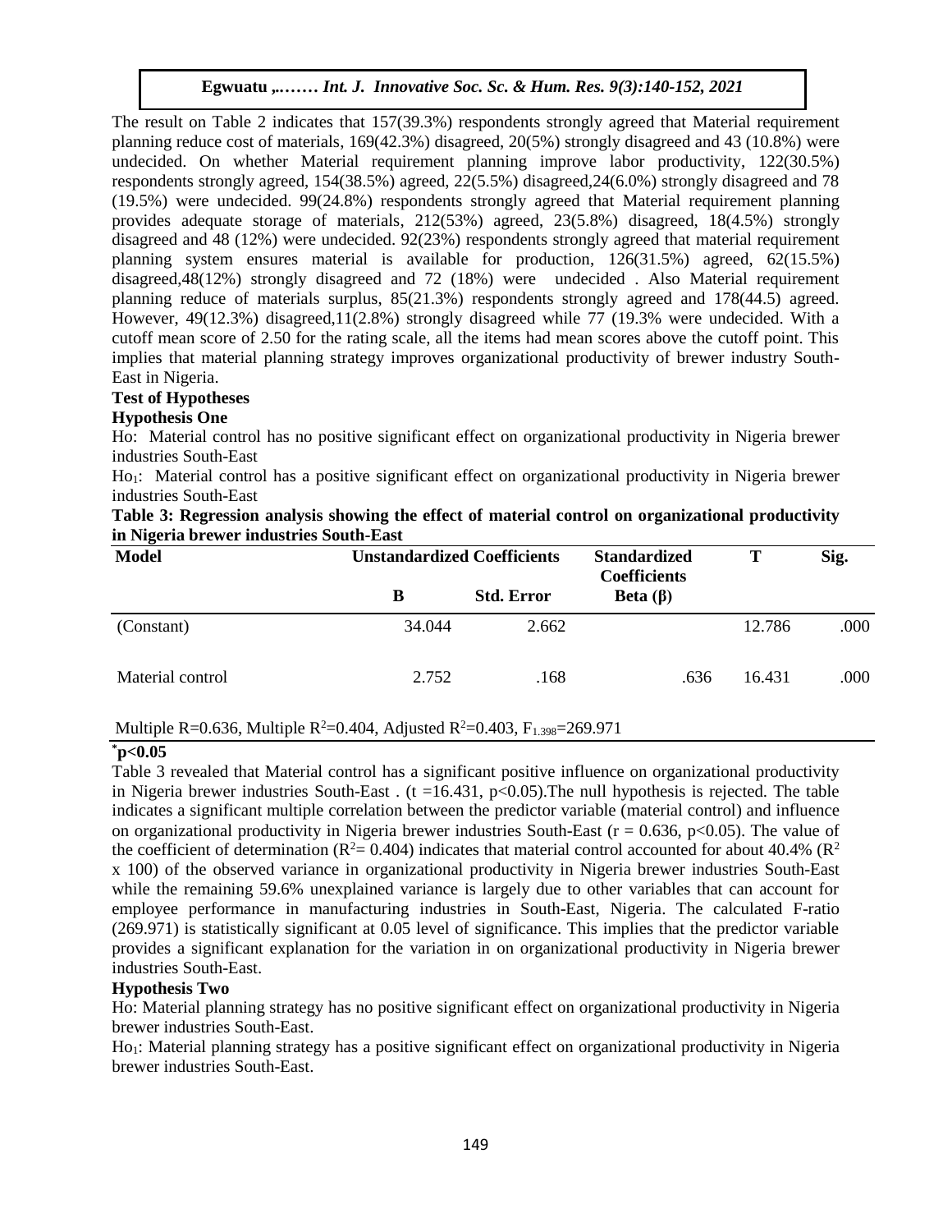The result on Table 2 indicates that 157(39.3%) respondents strongly agreed that Material requirement planning reduce cost of materials, 169(42.3%) disagreed, 20(5%) strongly disagreed and 43 (10.8%) were undecided. On whether Material requirement planning improve labor productivity, 122(30.5%) respondents strongly agreed, 154(38.5%) agreed, 22(5.5%) disagreed,24(6.0%) strongly disagreed and 78 (19.5%) were undecided. 99(24.8%) respondents strongly agreed that Material requirement planning provides adequate storage of materials, 212(53%) agreed, 23(5.8%) disagreed, 18(4.5%) strongly disagreed and 48 (12%) were undecided. 92(23%) respondents strongly agreed that material requirement planning system ensures material is available for production, 126(31.5%) agreed, 62(15.5%) disagreed,48(12%) strongly disagreed and 72 (18%) were undecided . Also Material requirement planning reduce of materials surplus, 85(21.3%) respondents strongly agreed and 178(44.5) agreed. However, 49(12.3%) disagreed,11(2.8%) strongly disagreed while 77 (19.3% were undecided. With a cutoff mean score of 2.50 for the rating scale, all the items had mean scores above the cutoff point. This implies that material planning strategy improves organizational productivity of brewer industry South-East in Nigeria.

**Test of Hypotheses**

**Hypothesis One**

Ho: Material control has no positive significant effect on organizational productivity in Nigeria brewer industries South-East

$Ho_1$: Material control has a positive significant effect on organizational productivity in Nigeria brewer industries South-East

**Table 3: Regression analysis showing the effect of material control on organizational productivity in Nigeria brewer industries South-East**

| Model | Unstandardized Coefficients | | Standardized Coefficients | T | Sig. |
|---|---|---|---|---|---|
| | B | Std. Error | Beta (β) | | |
| (Constant) | 34.044 | 2.662 | | 12.786 | .000 |
| Material control | 2.752 | .168 | .636 | 16.431 | .000 |

Multiple R=0.636, Multiple $R^2$=0.404, Adjusted $R^2$=0.403, $F_{1.398}$=269.971

$^{*}p<0.05$

Table 3 revealed that Material control has a significant positive influence on organizational productivity in Nigeria brewer industries South-East . ($t = 16.431$, $p<0.05$).The null hypothesis is rejected. The table indicates a significant multiple correlation between the predictor variable (material control) and influence on organizational productivity in Nigeria brewer industries South-East ($r = 0.636$, $p<0.05$). The value of the coefficient of determination ($R^2= 0.404$) indicates that material control accounted for about 40.4% ($R^2$ x 100) of the observed variance in organizational productivity in Nigeria brewer industries South-East while the remaining 59.6% unexplained variance is largely due to other variables that can account for employee performance in manufacturing industries in South-East, Nigeria. The calculated F-ratio (269.971) is statistically significant at 0.05 level of significance. This implies that the predictor variable provides a significant explanation for the variation in on organizational productivity in Nigeria brewer industries South-East.

**Hypothesis Two**

Ho: Material planning strategy has no positive significant effect on organizational productivity in Nigeria brewer industries South-East.

$Ho_1$: Material planning strategy has a positive significant effect on organizational productivity in Nigeria brewer industries South-East.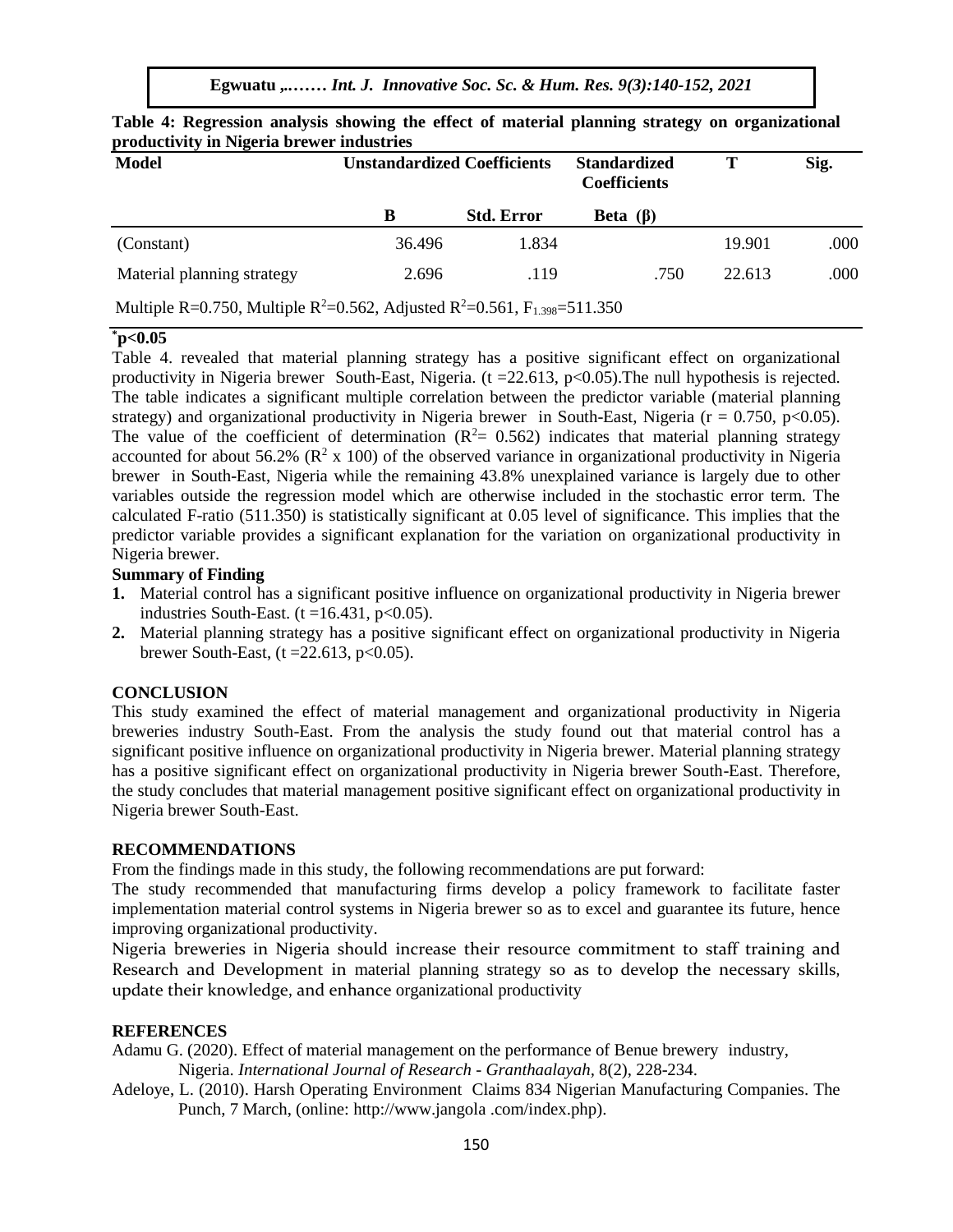**Table 4: Regression analysis showing the effect of material planning strategy on organizational productivity in Nigeria brewer industries**

| Model | Unstandardized Coefficients | | Standardized Coefficients | T | Sig. |
|---|---|---|---|---|---|
| | B | Std. Error | Beta (β) | | |
| (Constant) | 36.496 | 1.834 | | 19.901 | .000 |
| Material planning strategy | 2.696 | .119 | .750 | 22.613 | .000 |
| Multiple R=0.750, Multiple $R^2$=0.562, Adjusted $R^2$=0.561, $F_{1.398}$=511.350 | | | | | |

**\*p<0.05**

Table 4. revealed that material planning strategy has a positive significant effect on organizational productivity in Nigeria brewer South-East, Nigeria. (t =22.613, $p<0.05$).The null hypothesis is rejected. The table indicates a significant multiple correlation between the predictor variable (material planning strategy) and organizational productivity in Nigeria brewer in South-East, Nigeria (r = 0.750, $p<0.05$). The value of the coefficient of determination ($R^2$= 0.562) indicates that material planning strategy accounted for about 56.2% ($R^2$ x 100) of the observed variance in organizational productivity in Nigeria brewer in South-East, Nigeria while the remaining 43.8% unexplained variance is largely due to other variables outside the regression model which are otherwise included in the stochastic error term. The calculated F-ratio (511.350) is statistically significant at 0.05 level of significance. This implies that the predictor variable provides a significant explanation for the variation on organizational productivity in Nigeria brewer.

**Summary of Finding**

1. Material control has a significant positive influence on organizational productivity in Nigeria brewer industries South-East. (t =16.431, $p<0.05$).
2. Material planning strategy has a positive significant effect on organizational productivity in Nigeria brewer South-East, (t =22.613, $p<0.05$).

## CONCLUSION

This study examined the effect of material management and organizational productivity in Nigeria breweries industry South-East. From the analysis the study found out that material control has a significant positive influence on organizational productivity in Nigeria brewer. Material planning strategy has a positive significant effect on organizational productivity in Nigeria brewer South-East. Therefore, the study concludes that material management positive significant effect on organizational productivity in Nigeria brewer South-East.

## RECOMMENDATIONS

From the findings made in this study, the following recommendations are put forward:

The study recommended that manufacturing firms develop a policy framework to facilitate faster implementation material control systems in Nigeria brewer so as to excel and guarantee its future, hence improving organizational productivity.

Nigeria breweries in Nigeria should increase their resource commitment to staff training and Research and Development in material planning strategy so as to develop the necessary skills, update their knowledge, and enhance organizational productivity

## REFERENCES

Adamu G. (2020). Effect of material management on the performance of Benue brewery industry, Nigeria. *International Journal of Research - Granthaalayah*, 8(2), 228-234.

Adeloye, L. (2010). Harsh Operating Environment Claims 834 Nigerian Manufacturing Companies. The Punch, 7 March, (online: http://www.jangola .com/index.php).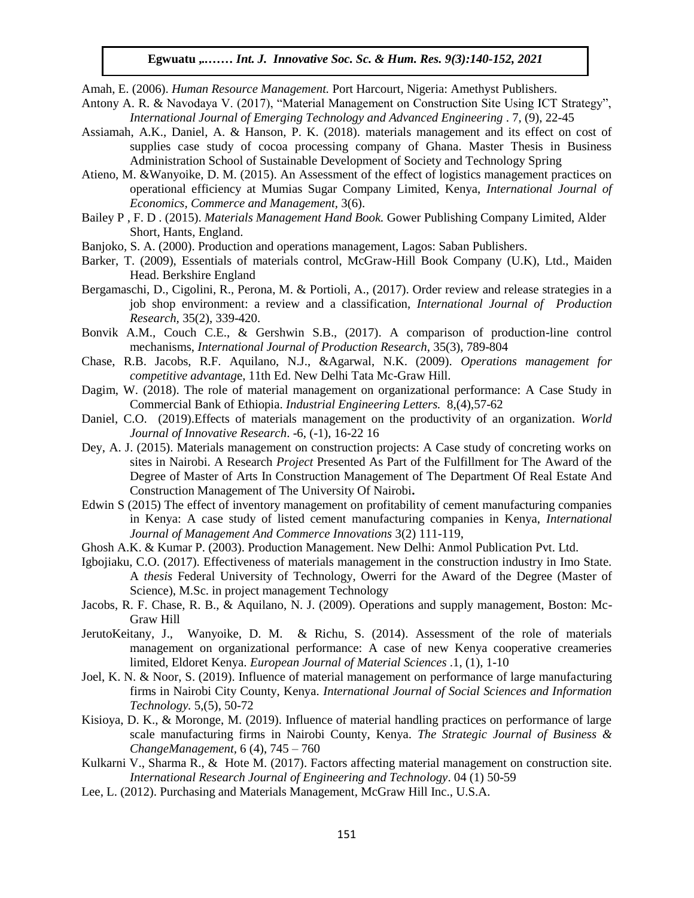Amah, E. (2006). *Human Resource Management.* Port Harcourt, Nigeria: Amethyst Publishers.

Antony A. R. & Navodaya V. (2017), "Material Management on Construction Site Using ICT Strategy", *International Journal of Emerging Technology and Advanced Engineering* . 7, (9), 22-45

Assiamah, A.K., Daniel, A. & Hanson, P. K. (2018). materials management and its effect on cost of supplies case study of cocoa processing company of Ghana. Master Thesis in Business Administration School of Sustainable Development of Society and Technology Spring

Atieno, M. &Wanyoike, D. M. (2015). An Assessment of the effect of logistics management practices on operational efficiency at Mumias Sugar Company Limited, Kenya, *International Journal of Economics, Commerce and Management*, 3(6).

Bailey P , F. D . (2015). *Materials Management Hand Book.* Gower Publishing Company Limited, Alder Short, Hants, England.

Banjoko, S. A. (2000). Production and operations management, Lagos: Saban Publishers.

Barker, T. (2009), Essentials of materials control, McGraw-Hill Book Company (U.K), Ltd., Maiden Head. Berkshire England

Bergamaschi, D., Cigolini, R., Perona, M. & Portioli, A., (2017). Order review and release strategies in a job shop environment: a review and a classification, *International Journal of Production Research,* 35(2), 339-420.

Bonvik A.M., Couch C.E., & Gershwin S.B., (2017). A comparison of production-line control mechanisms, *International Journal of Production Research*, 35(3), 789-804

Chase, R.B. Jacobs, R.F. Aquilano, N.J., &Agarwal, N.K. (2009). *Operations management for competitive advantag*e, 11th Ed. New Delhi Tata Mc-Graw Hill.

Dagim, W. (2018). The role of material management on organizational performance: A Case Study in Commercial Bank of Ethiopia. *Industrial Engineering Letters.* 8,(4),57-62

Daniel, C.O. (2019).Effects of materials management on the productivity of an organization. *World Journal of Innovative Research*. -6, (-1), 16-22 16

Dey, A. J. (2015). Materials management on construction projects: A Case study of concreting works on sites in Nairobi. A Research *Project* Presented As Part of the Fulfillment for The Award of the Degree of Master of Arts In Construction Management of The Department Of Real Estate And Construction Management of The University Of Nairobi**.**

Edwin S (2015) The effect of inventory management on profitability of cement manufacturing companies in Kenya: A case study of listed cement manufacturing companies in Kenya, *International Journal of Management And Commerce Innovations* 3(2) 111-119,

Ghosh A.K. & Kumar P. (2003). Production Management. New Delhi: Anmol Publication Pvt. Ltd.

Igbojiaku, C.O. (2017). Effectiveness of materials management in the construction industry in Imo State. A *thesis* Federal University of Technology, Owerri for the Award of the Degree (Master of Science), M.Sc. in project management Technology

Jacobs, R. F. Chase, R. B., & Aquilano, N. J. (2009). Operations and supply management, Boston: Mc-Graw Hill

JerutoKeitany, J., Wanyoike, D. M. & Richu, S. (2014). Assessment of the role of materials management on organizational performance: A case of new Kenya cooperative creameries limited, Eldoret Kenya. *European Journal of Material Sciences* .1, (1), 1-10

Joel, K. N. & Noor, S. (2019). Influence of material management on performance of large manufacturing firms in Nairobi City County, Kenya. *International Journal of Social Sciences and Information Technology.* 5,(5), 50-72

Kisioya, D. K., & Moronge, M. (2019). Influence of material handling practices on performance of large scale manufacturing firms in Nairobi County, Kenya. *The Strategic Journal of Business & ChangeManagement*, 6 (4), 745 – 760

Kulkarni V., Sharma R., & Hote M. (2017). Factors affecting material management on construction site. *International Research Journal of Engineering and Technology*. 04 (1) 50-59

Lee, L. (2012). Purchasing and Materials Management, McGraw Hill Inc., U.S.A.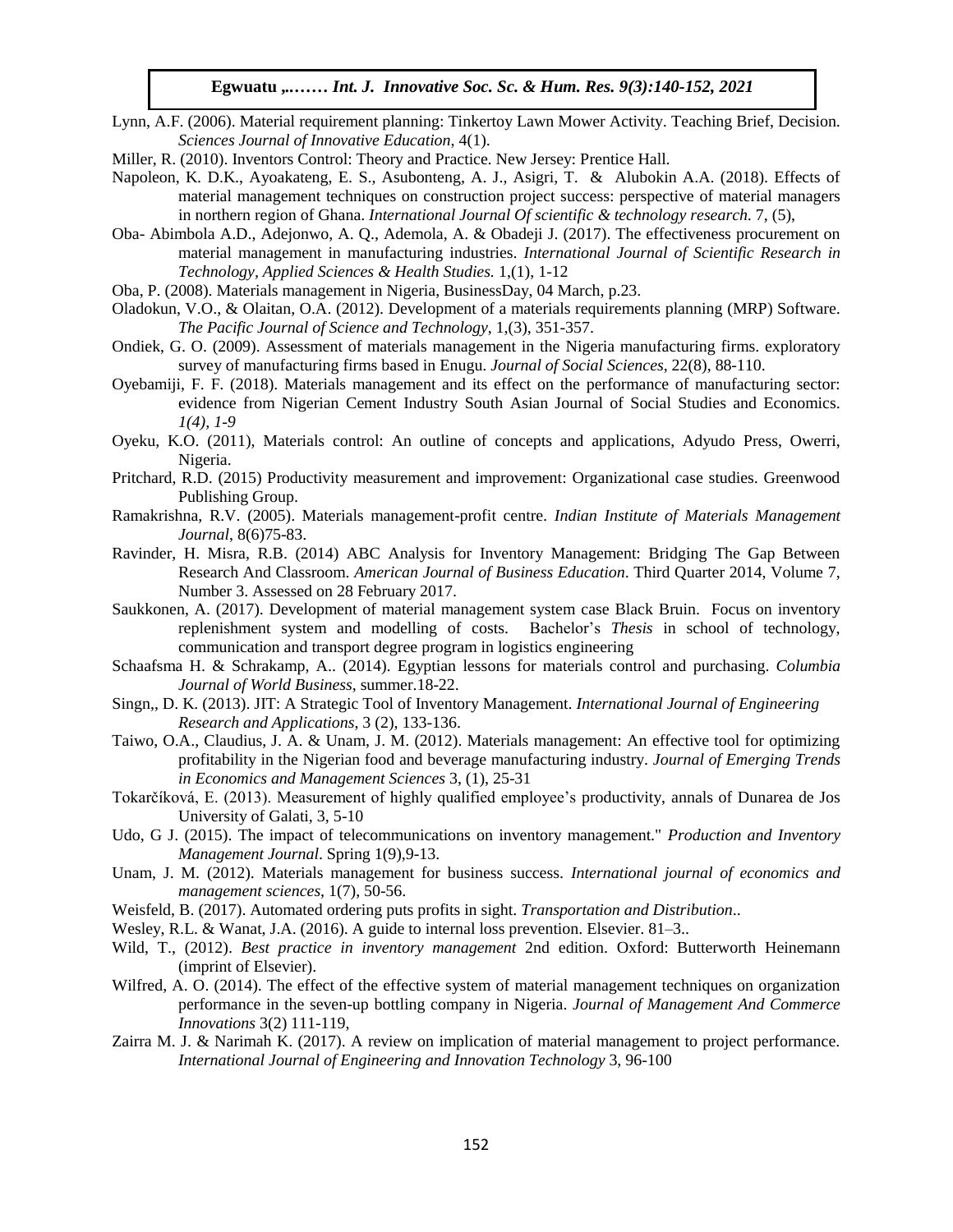Lynn, A.F. (2006). Material requirement planning: Tinkertoy Lawn Mower Activity. Teaching Brief, Decision. *Sciences Journal of Innovative Education*, 4(1).

Miller, R. (2010). Inventors Control: Theory and Practice. New Jersey: Prentice Hall.

Napoleon, K. D.K., Ayoakateng, E. S., Asubonteng, A. J., Asigri, T. & Alubokin A.A. (2018). Effects of material management techniques on construction project success: perspective of material managers in northern region of Ghana. *International Journal Of scientific & technology research*. 7, (5),

Oba- Abimbola A.D., Adejonwo, A. Q., Ademola, A. & Obadeji J. (2017). The effectiveness procurement on material management in manufacturing industries. *International Journal of Scientific Research in Technology, Applied Sciences & Health Studies.* 1,(1), 1-12

Oba, P. (2008). Materials management in Nigeria, BusinessDay, 04 March, p.23.

Oladokun, V.O., & Olaitan, O.A. (2012). Development of a materials requirements planning (MRP) Software. *The Pacific Journal of Science and Technology*, 1,(3), 351-357.

Ondiek, G. O. (2009). Assessment of materials management in the Nigeria manufacturing firms. exploratory survey of manufacturing firms based in Enugu. *Journal of Social Sciences*, 22(8), 88-110.

Oyebamiji, F. F. (2018). Materials management and its effect on the performance of manufacturing sector: evidence from Nigerian Cement Industry South Asian Journal of Social Studies and Economics. *1(4), 1-9*

Oyeku, K.O. (2011), Materials control: An outline of concepts and applications, Adyudo Press, Owerri, Nigeria.

Pritchard, R.D. (2015) Productivity measurement and improvement: Organizational case studies. Greenwood Publishing Group.

Ramakrishna, R.V. (2005). Materials management-profit centre. *Indian Institute of Materials Management Journal*, 8(6)75-83.

Ravinder, H. Misra, R.B. (2014) ABC Analysis for Inventory Management: Bridging The Gap Between Research And Classroom. *American Journal of Business Education*. Third Quarter 2014, Volume 7, Number 3. Assessed on 28 February 2017.

Saukkonen, A. (2017). Development of material management system case Black Bruin. Focus on inventory replenishment system and modelling of costs. Bachelor's *Thesis* in school of technology, communication and transport degree program in logistics engineering

Schaafsma H. & Schrakamp, A.. (2014). Egyptian lessons for materials control and purchasing. *Columbia Journal of World Business*, summer.18-22.

Singn,, D. K. (2013). JIT: A Strategic Tool of Inventory Management. *International Journal of Engineering Research and Applications*, 3 (2), 133-136.

Taiwo, O.A., Claudius, J. A. & Unam, J. M. (2012). Materials management: An effective tool for optimizing profitability in the Nigerian food and beverage manufacturing industry. *Journal of Emerging Trends in Economics and Management Sciences* 3, (1), 25-31

Tokarčíková, E. (2013). Measurement of highly qualified employee's productivity, annals of Dunarea de Jos University of Galati, 3, 5-10

Udo, G J. (2015). The impact of telecommunications on inventory management." *Production and Inventory Management Journal*. Spring 1(9),9-13.

Unam, J. M. (2012). Materials management for business success. *International journal of economics and management sciences*, 1(7), 50-56.

Weisfeld, B. (2017). Automated ordering puts profits in sight. *Transportation and Distribution*..

Wesley, R.L. & Wanat, J.A. (2016). A guide to internal loss prevention. Elsevier. 81–3..

Wild, T., (2012). *Best practice in inventory management* 2nd edition. Oxford: Butterworth Heinemann (imprint of Elsevier).

Wilfred, A. O. (2014). The effect of the effective system of material management techniques on organization performance in the seven-up bottling company in Nigeria. *Journal of Management And Commerce Innovations* 3(2) 111-119,

Zairra M. J. & Narimah K. (2017). A review on implication of material management to project performance. *International Journal of Engineering and Innovation Technology* 3, 96-100